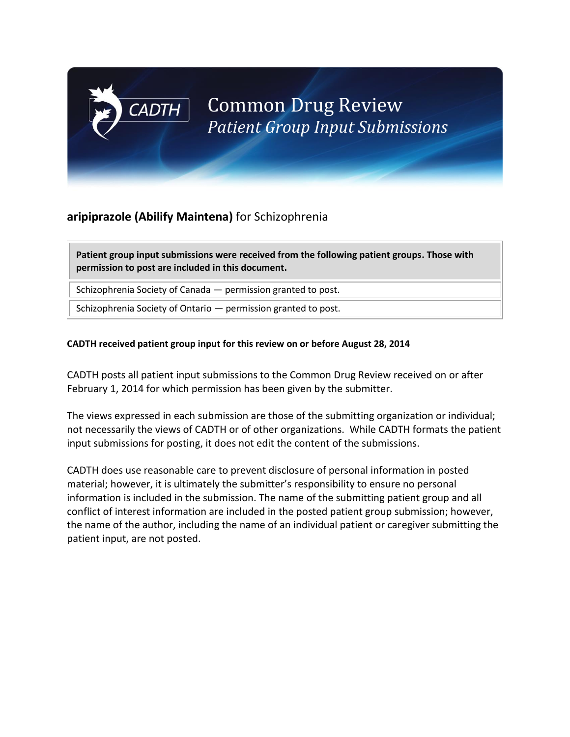# Common Drug Review
## *Patient Group Input Submissions*

**aripiprazole (Abilify Maintena)** for Schizophrenia

| **Patient group input submissions were received from the following patient groups. Those with permission to post are included in this document.** |
| --- |
| Schizophrenia Society of Canada — permission granted to post. |
| Schizophrenia Society of Ontario — permission granted to post. |

**CADTH received patient group input for this review on or before August 28, 2014**

CADTH posts all patient input submissions to the Common Drug Review received on or after February 1, 2014 for which permission has been given by the submitter.

The views expressed in each submission are those of the submitting organization or individual; not necessarily the views of CADTH or of other organizations. While CADTH formats the patient input submissions for posting, it does not edit the content of the submissions.

CADTH does use reasonable care to prevent disclosure of personal information in posted material; however, it is ultimately the submitter's responsibility to ensure no personal information is included in the submission. The name of the submitting patient group and all conflict of interest information are included in the posted patient group submission; however, the name of the author, including the name of an individual patient or caregiver submitting the patient input, are not posted.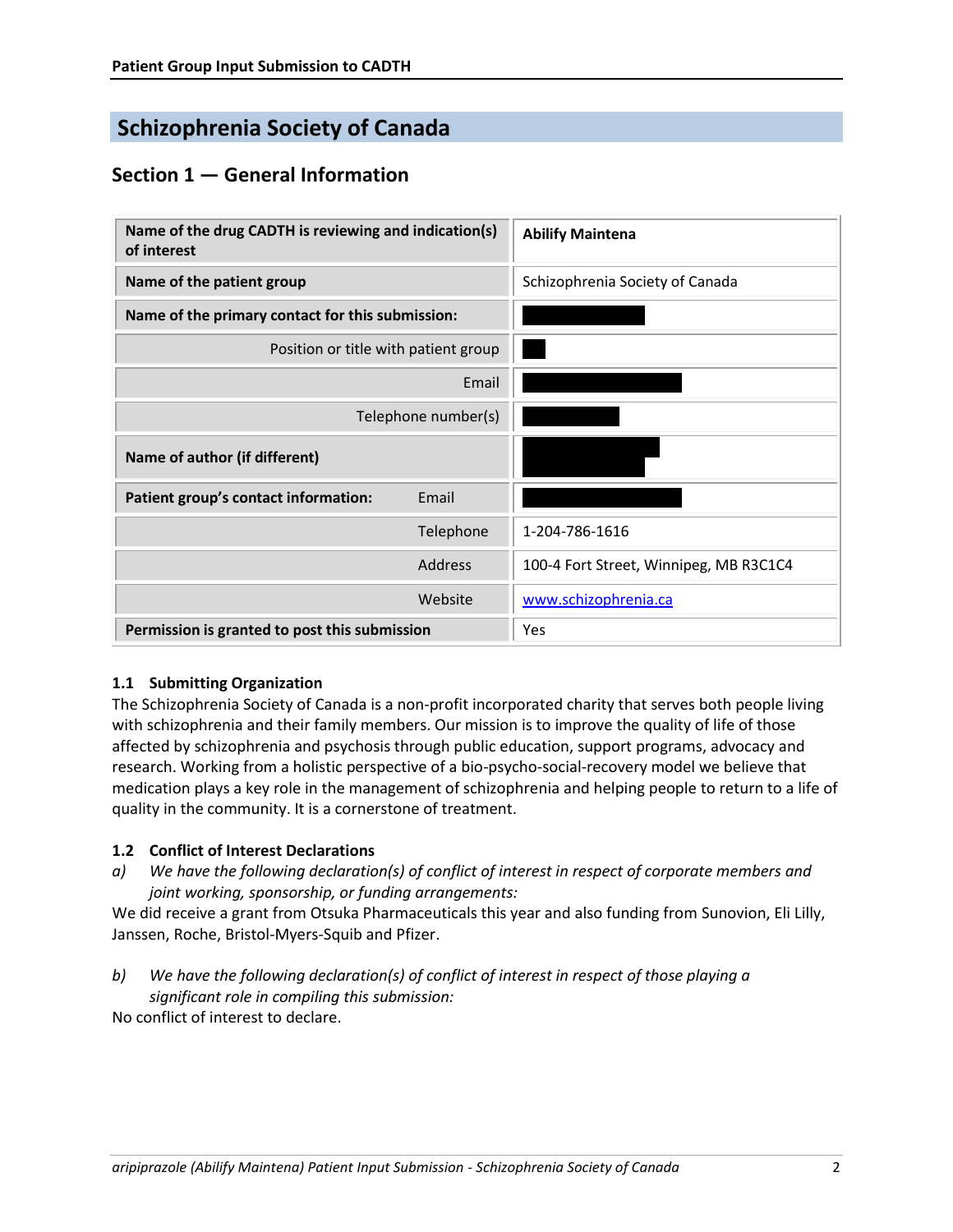# Schizophrenia Society of Canada

## Section 1 — General Information

| | |
|---|---|
| **Name of the drug CADTH is reviewing and indication(s) of interest** | **Abilify Maintena** |
| **Name of the patient group** | Schizophrenia Society of Canada |
| **Name of the primary contact for this submission:** | |
| Position or title with patient group | |
| Email | |
| Telephone number(s) | |
| **Name of author (if different)** | |
| **Patient group's contact information:** Email | |
| Telephone | 1-204-786-1616 |
| Address | 100-4 Fort Street, Winnipeg, MB R3C1C4 |
| Website | www.schizophrenia.ca |
| **Permission is granted to post this submission** | Yes |

### 1.1 Submitting Organization

The Schizophrenia Society of Canada is a non-profit incorporated charity that serves both people living with schizophrenia and their family members. Our mission is to improve the quality of life of those affected by schizophrenia and psychosis through public education, support programs, advocacy and research. Working from a holistic perspective of a bio-psycho-social-recovery model we believe that medication plays a key role in the management of schizophrenia and helping people to return to a life of quality in the community. It is a cornerstone of treatment.

### 1.2 Conflict of Interest Declarations

a) *We have the following declaration(s) of conflict of interest in respect of corporate members and joint working, sponsorship, or funding arrangements:*

We did receive a grant from Otsuka Pharmaceuticals this year and also funding from Sunovion, Eli Lilly, Janssen, Roche, Bristol-Myers-Squib and Pfizer.

b) *We have the following declaration(s) of conflict of interest in respect of those playing a significant role in compiling this submission:*

No conflict of interest to declare.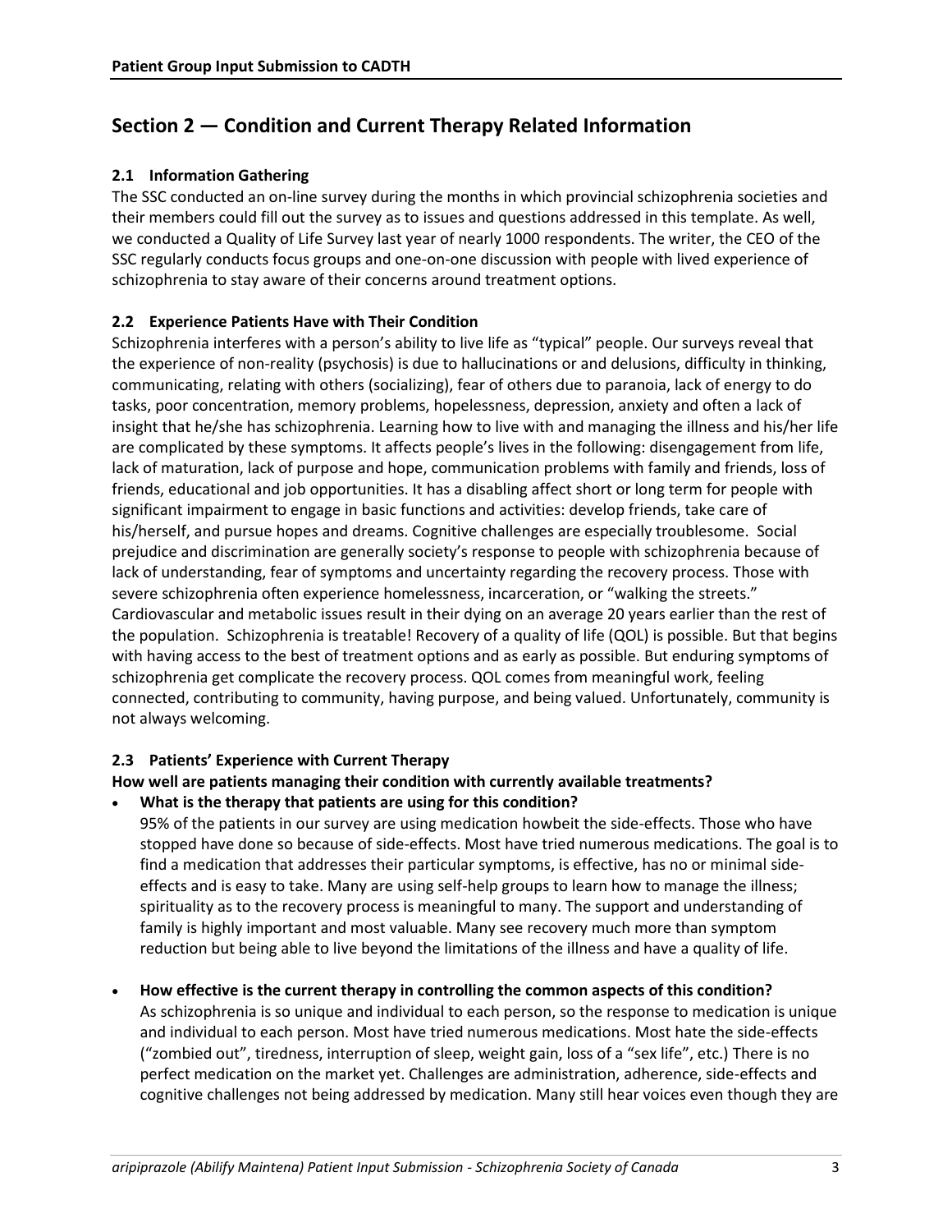## Section 2 — Condition and Current Therapy Related Information

### 2.1 Information Gathering

The SSC conducted an on-line survey during the months in which provincial schizophrenia societies and their members could fill out the survey as to issues and questions addressed in this template. As well, we conducted a Quality of Life Survey last year of nearly 1000 respondents. The writer, the CEO of the SSC regularly conducts focus groups and one-on-one discussion with people with lived experience of schizophrenia to stay aware of their concerns around treatment options.

### 2.2 Experience Patients Have with Their Condition

Schizophrenia interferes with a person's ability to live life as "typical" people. Our surveys reveal that the experience of non-reality (psychosis) is due to hallucinations or and delusions, difficulty in thinking, communicating, relating with others (socializing), fear of others due to paranoia, lack of energy to do tasks, poor concentration, memory problems, hopelessness, depression, anxiety and often a lack of insight that he/she has schizophrenia. Learning how to live with and managing the illness and his/her life are complicated by these symptoms. It affects people's lives in the following: disengagement from life, lack of maturation, lack of purpose and hope, communication problems with family and friends, loss of friends, educational and job opportunities. It has a disabling affect short or long term for people with significant impairment to engage in basic functions and activities: develop friends, take care of his/herself, and pursue hopes and dreams. Cognitive challenges are especially troublesome. Social prejudice and discrimination are generally society's response to people with schizophrenia because of lack of understanding, fear of symptoms and uncertainty regarding the recovery process. Those with severe schizophrenia often experience homelessness, incarceration, or "walking the streets." Cardiovascular and metabolic issues result in their dying on an average 20 years earlier than the rest of the population. Schizophrenia is treatable! Recovery of a quality of life (QOL) is possible. But that begins with having access to the best of treatment options and as early as possible. But enduring symptoms of schizophrenia get complicate the recovery process. QOL comes from meaningful work, feeling connected, contributing to community, having purpose, and being valued. Unfortunately, community is not always welcoming.

### 2.3 Patients' Experience with Current Therapy

**How well are patients managing their condition with currently available treatments?**

- **What is the therapy that patients are using for this condition?**
  95% of the patients in our survey are using medication howbeit the side-effects. Those who have stopped have done so because of side-effects. Most have tried numerous medications. The goal is to find a medication that addresses their particular symptoms, is effective, has no or minimal side-effects and is easy to take. Many are using self-help groups to learn how to manage the illness; spirituality as to the recovery process is meaningful to many. The support and understanding of family is highly important and most valuable. Many see recovery much more than symptom reduction but being able to live beyond the limitations of the illness and have a quality of life.

- **How effective is the current therapy in controlling the common aspects of this condition?**
  As schizophrenia is so unique and individual to each person, so the response to medication is unique and individual to each person. Most have tried numerous medications. Most hate the side-effects ("zombied out", tiredness, interruption of sleep, weight gain, loss of a "sex life", etc.) There is no perfect medication on the market yet. Challenges are administration, adherence, side-effects and cognitive challenges not being addressed by medication. Many still hear voices even though they are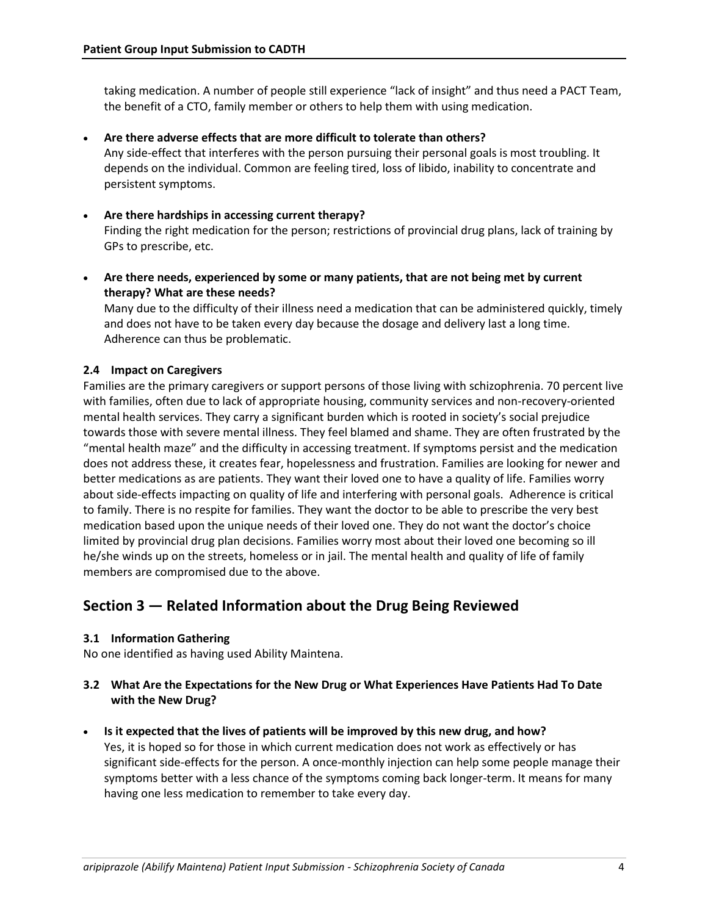taking medication. A number of people still experience "lack of insight" and thus need a PACT Team, the benefit of a CTO, family member or others to help them with using medication.

- **Are there adverse effects that are more difficult to tolerate than others?**
  Any side-effect that interferes with the person pursuing their personal goals is most troubling. It depends on the individual. Common are feeling tired, loss of libido, inability to concentrate and persistent symptoms.

- **Are there hardships in accessing current therapy?**
  Finding the right medication for the person; restrictions of provincial drug plans, lack of training by GPs to prescribe, etc.

- **Are there needs, experienced by some or many patients, that are not being met by current therapy? What are these needs?**
  Many due to the difficulty of their illness need a medication that can be administered quickly, timely and does not have to be taken every day because the dosage and delivery last a long time. Adherence can thus be problematic.

### 2.4 Impact on Caregivers

Families are the primary caregivers or support persons of those living with schizophrenia. 70 percent live with families, often due to lack of appropriate housing, community services and non-recovery-oriented mental health services. They carry a significant burden which is rooted in society's social prejudice towards those with severe mental illness. They feel blamed and shame. They are often frustrated by the "mental health maze" and the difficulty in accessing treatment. If symptoms persist and the medication does not address these, it creates fear, hopelessness and frustration. Families are looking for newer and better medications as are patients. They want their loved one to have a quality of life. Families worry about side-effects impacting on quality of life and interfering with personal goals. Adherence is critical to family. There is no respite for families. They want the doctor to be able to prescribe the very best medication based upon the unique needs of their loved one. They do not want the doctor's choice limited by provincial drug plan decisions. Families worry most about their loved one becoming so ill he/she winds up on the streets, homeless or in jail. The mental health and quality of life of family members are compromised due to the above.

## Section 3 — Related Information about the Drug Being Reviewed

### 3.1 Information Gathering

No one identified as having used Ability Maintena.

### 3.2 What Are the Expectations for the New Drug or What Experiences Have Patients Had To Date with the New Drug?

- **Is it expected that the lives of patients will be improved by this new drug, and how?**
  Yes, it is hoped so for those in which current medication does not work as effectively or has significant side-effects for the person. A once-monthly injection can help some people manage their symptoms better with a less chance of the symptoms coming back longer-term. It means for many having one less medication to remember to take every day.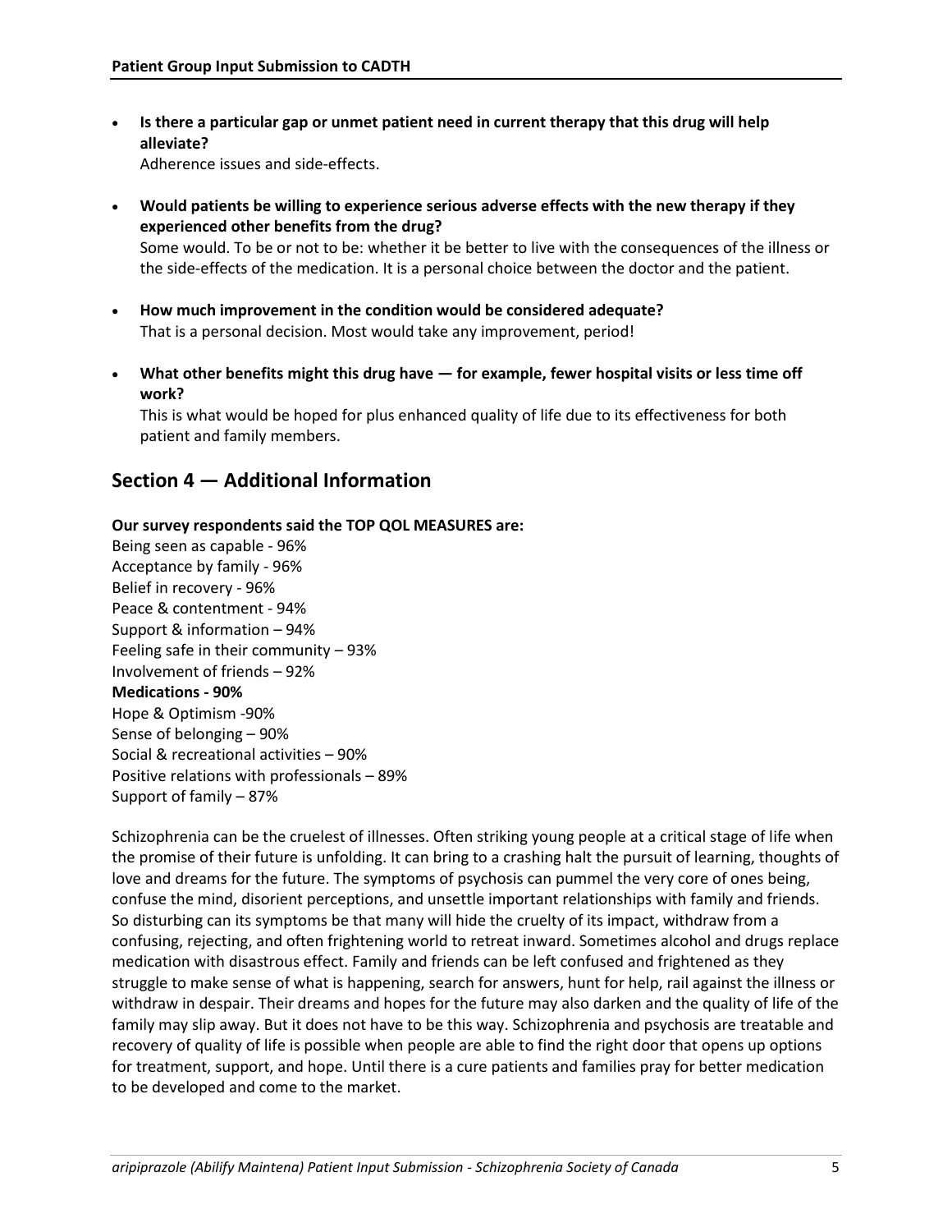- **Is there a particular gap or unmet patient need in current therapy that this drug will help alleviate?**
  Adherence issues and side-effects.

- **Would patients be willing to experience serious adverse effects with the new therapy if they experienced other benefits from the drug?**
  Some would. To be or not to be: whether it be better to live with the consequences of the illness or the side-effects of the medication. It is a personal choice between the doctor and the patient.

- **How much improvement in the condition would be considered adequate?**
  That is a personal decision. Most would take any improvement, period!

- **What other benefits might this drug have — for example, fewer hospital visits or less time off work?**
  This is what would be hoped for plus enhanced quality of life due to its effectiveness for both patient and family members.

## Section 4 — Additional Information

**Our survey respondents said the TOP QOL MEASURES are:**

Being seen as capable - 96%
Acceptance by family - 96%
Belief in recovery - 96%
Peace & contentment - 94%
Support & information – 94%
Feeling safe in their community – 93%
Involvement of friends – 92%
**Medications - 90%**
Hope & Optimism -90%
Sense of belonging – 90%
Social & recreational activities – 90%
Positive relations with professionals – 89%
Support of family – 87%

Schizophrenia can be the cruelest of illnesses. Often striking young people at a critical stage of life when the promise of their future is unfolding. It can bring to a crashing halt the pursuit of learning, thoughts of love and dreams for the future. The symptoms of psychosis can pummel the very core of ones being, confuse the mind, disorient perceptions, and unsettle important relationships with family and friends. So disturbing can its symptoms be that many will hide the cruelty of its impact, withdraw from a confusing, rejecting, and often frightening world to retreat inward. Sometimes alcohol and drugs replace medication with disastrous effect. Family and friends can be left confused and frightened as they struggle to make sense of what is happening, search for answers, hunt for help, rail against the illness or withdraw in despair. Their dreams and hopes for the future may also darken and the quality of life of the family may slip away. But it does not have to be this way. Schizophrenia and psychosis are treatable and recovery of quality of life is possible when people are able to find the right door that opens up options for treatment, support, and hope. Until there is a cure patients and families pray for better medication to be developed and come to the market.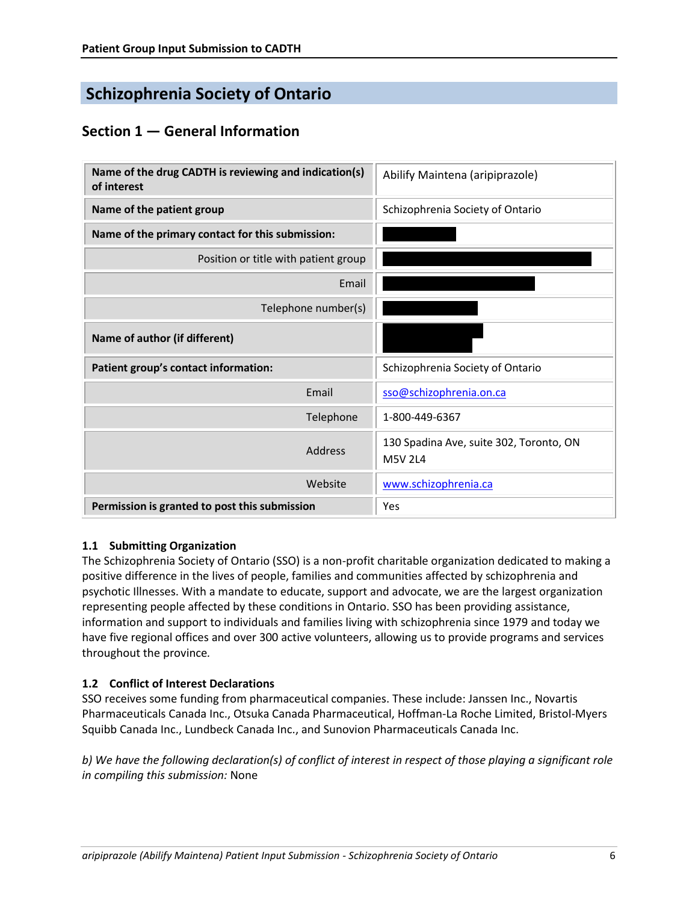# Schizophrenia Society of Ontario

## Section 1 — General Information

| Field | Information |
|---|---|
| **Name of the drug CADTH is reviewing and indication(s) of interest** | Abilify Maintena (aripiprazole) |
| **Name of the patient group** | Schizophrenia Society of Ontario |
| **Name of the primary contact for this submission:** | |
| Position or title with patient group | |
| Email | |
| Telephone number(s) | |
| **Name of author (if different)** | |
| **Patient group's contact information:** | Schizophrenia Society of Ontario |
| Email | sso@schizophrenia.on.ca |
| Telephone | 1-800-449-6367 |
| Address | 130 Spadina Ave, suite 302, Toronto, ON M5V 2L4 |
| Website | www.schizophrenia.ca |
| **Permission is granted to post this submission** | Yes |

### 1.1 Submitting Organization

The Schizophrenia Society of Ontario (SSO) is a non-profit charitable organization dedicated to making a positive difference in the lives of people, families and communities affected by schizophrenia and psychotic Illnesses. With a mandate to educate, support and advocate, we are the largest organization representing people affected by these conditions in Ontario. SSO has been providing assistance, information and support to individuals and families living with schizophrenia since 1979 and today we have five regional offices and over 300 active volunteers, allowing us to provide programs and services throughout the province.

### 1.2 Conflict of Interest Declarations

SSO receives some funding from pharmaceutical companies. These include: Janssen Inc., Novartis Pharmaceuticals Canada Inc., Otsuka Canada Pharmaceutical, Hoffman-La Roche Limited, Bristol-Myers Squibb Canada Inc., Lundbeck Canada Inc., and Sunovion Pharmaceuticals Canada Inc.

*b) We have the following declaration(s) of conflict of interest in respect of those playing a significant role in compiling this submission:* None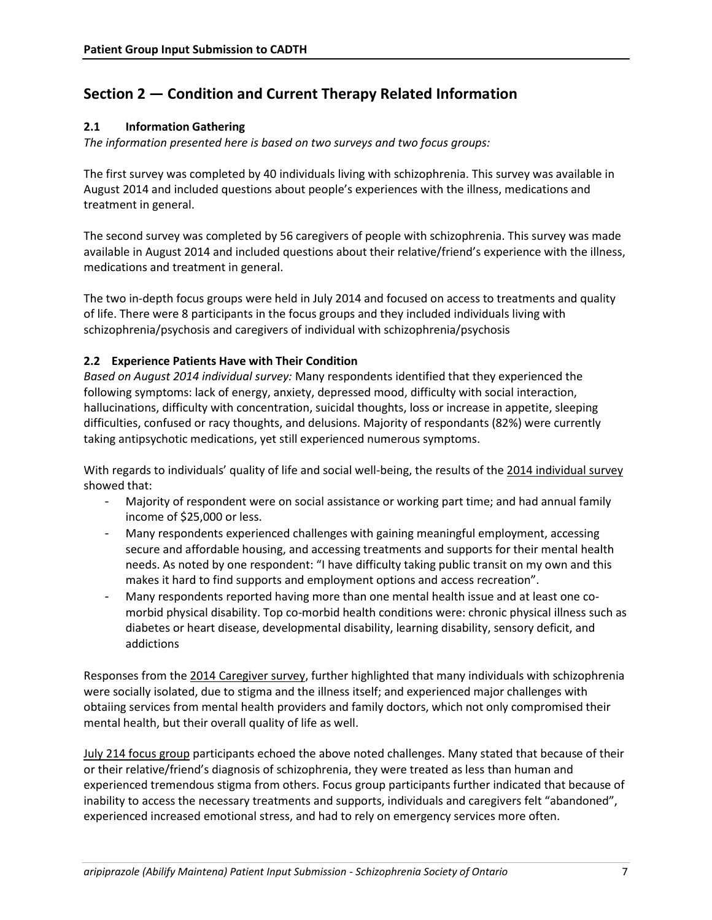## Section 2 — Condition and Current Therapy Related Information

### 2.1 Information Gathering

*The information presented here is based on two surveys and two focus groups:*

The first survey was completed by 40 individuals living with schizophrenia. This survey was available in August 2014 and included questions about people's experiences with the illness, medications and treatment in general.

The second survey was completed by 56 caregivers of people with schizophrenia. This survey was made available in August 2014 and included questions about their relative/friend's experience with the illness, medications and treatment in general.

The two in-depth focus groups were held in July 2014 and focused on access to treatments and quality of life. There were 8 participants in the focus groups and they included individuals living with schizophrenia/psychosis and caregivers of individual with schizophrenia/psychosis

### 2.2 Experience Patients Have with Their Condition

*Based on August 2014 individual survey:* Many respondents identified that they experienced the following symptoms: lack of energy, anxiety, depressed mood, difficulty with social interaction, hallucinations, difficulty with concentration, suicidal thoughts, loss or increase in appetite, sleeping difficulties, confused or racy thoughts, and delusions. Majority of respondants (82%) were currently taking antipsychotic medications, yet still experienced numerous symptoms.

With regards to individuals' quality of life and social well-being, the results of the 2014 individual survey showed that:

- Majority of respondent were on social assistance or working part time; and had annual family income of $25,000 or less.
- Many respondents experienced challenges with gaining meaningful employment, accessing secure and affordable housing, and accessing treatments and supports for their mental health needs. As noted by one respondent: "I have difficulty taking public transit on my own and this makes it hard to find supports and employment options and access recreation".
- Many respondents reported having more than one mental health issue and at least one co-morbid physical disability. Top co-morbid health conditions were: chronic physical illness such as diabetes or heart disease, developmental disability, learning disability, sensory deficit, and addictions

Responses from the 2014 Caregiver survey, further highlighted that many individuals with schizophrenia were socially isolated, due to stigma and the illness itself; and experienced major challenges with obtaiing services from mental health providers and family doctors, which not only compromised their mental health, but their overall quality of life as well.

July 214 focus group participants echoed the above noted challenges. Many stated that because of their or their relative/friend's diagnosis of schizophrenia, they were treated as less than human and experienced tremendous stigma from others. Focus group participants further indicated that because of inability to access the necessary treatments and supports, individuals and caregivers felt "abandoned", experienced increased emotional stress, and had to rely on emergency services more often.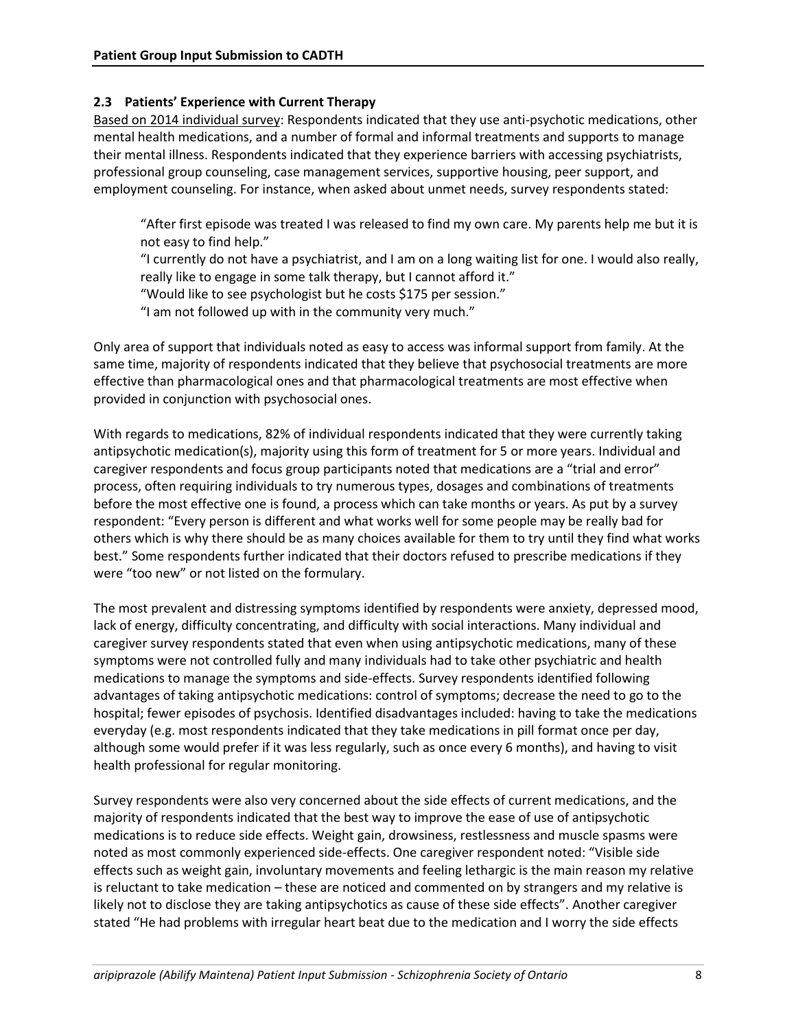### 2.3 Patients' Experience with Current Therapy

Based on 2014 individual survey: Respondents indicated that they use anti-psychotic medications, other mental health medications, and a number of formal and informal treatments and supports to manage their mental illness. Respondents indicated that they experience barriers with accessing psychiatrists, professional group counseling, case management services, supportive housing, peer support, and employment counseling. For instance, when asked about unmet needs, survey respondents stated:

> "After first episode was treated I was released to find my own care. My parents help me but it is not easy to find help."
> "I currently do not have a psychiatrist, and I am on a long waiting list for one. I would also really, really like to engage in some talk therapy, but I cannot afford it."
> "Would like to see psychologist but he costs $175 per session."
> "I am not followed up with in the community very much."

Only area of support that individuals noted as easy to access was informal support from family. At the same time, majority of respondents indicated that they believe that psychosocial treatments are more effective than pharmacological ones and that pharmacological treatments are most effective when provided in conjunction with psychosocial ones.

With regards to medications, 82% of individual respondents indicated that they were currently taking antipsychotic medication(s), majority using this form of treatment for 5 or more years. Individual and caregiver respondents and focus group participants noted that medications are a "trial and error" process, often requiring individuals to try numerous types, dosages and combinations of treatments before the most effective one is found, a process which can take months or years. As put by a survey respondent: "Every person is different and what works well for some people may be really bad for others which is why there should be as many choices available for them to try until they find what works best." Some respondents further indicated that their doctors refused to prescribe medications if they were "too new" or not listed on the formulary.

The most prevalent and distressing symptoms identified by respondents were anxiety, depressed mood, lack of energy, difficulty concentrating, and difficulty with social interactions. Many individual and caregiver survey respondents stated that even when using antipsychotic medications, many of these symptoms were not controlled fully and many individuals had to take other psychiatric and health medications to manage the symptoms and side-effects. Survey respondents identified following advantages of taking antipsychotic medications: control of symptoms; decrease the need to go to the hospital; fewer episodes of psychosis. Identified disadvantages included: having to take the medications everyday (e.g. most respondents indicated that they take medications in pill format once per day, although some would prefer if it was less regularly, such as once every 6 months), and having to visit health professional for regular monitoring.

Survey respondents were also very concerned about the side effects of current medications, and the majority of respondents indicated that the best way to improve the ease of use of antipsychotic medications is to reduce side effects. Weight gain, drowsiness, restlessness and muscle spasms were noted as most commonly experienced side-effects. One caregiver respondent noted: "Visible side effects such as weight gain, involuntary movements and feeling lethargic is the main reason my relative is reluctant to take medication – these are noticed and commented on by strangers and my relative is likely not to disclose they are taking antipsychotics as cause of these side effects". Another caregiver stated "He had problems with irregular heart beat due to the medication and I worry the side effects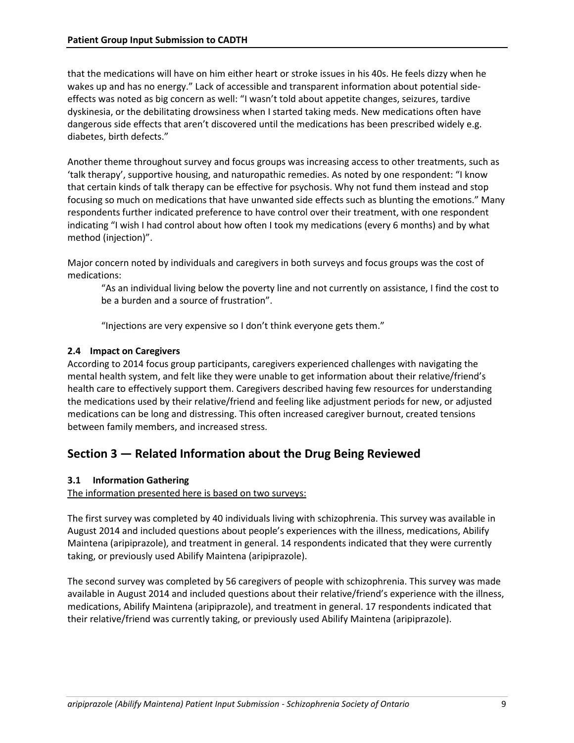that the medications will have on him either heart or stroke issues in his 40s. He feels dizzy when he wakes up and has no energy." Lack of accessible and transparent information about potential side-effects was noted as big concern as well: "I wasn't told about appetite changes, seizures, tardive dyskinesia, or the debilitating drowsiness when I started taking meds. New medications often have dangerous side effects that aren't discovered until the medications has been prescribed widely e.g. diabetes, birth defects."

Another theme throughout survey and focus groups was increasing access to other treatments, such as 'talk therapy', supportive housing, and naturopathic remedies. As noted by one respondent: "I know that certain kinds of talk therapy can be effective for psychosis. Why not fund them instead and stop focusing so much on medications that have unwanted side effects such as blunting the emotions." Many respondents further indicated preference to have control over their treatment, with one respondent indicating "I wish I had control about how often I took my medications (every 6 months) and by what method (injection)".

Major concern noted by individuals and caregivers in both surveys and focus groups was the cost of medications:

> "As an individual living below the poverty line and not currently on assistance, I find the cost to be a burden and a source of frustration".
>
> "Injections are very expensive so I don't think everyone gets them."

### 2.4 Impact on Caregivers

According to 2014 focus group participants, caregivers experienced challenges with navigating the mental health system, and felt like they were unable to get information about their relative/friend's health care to effectively support them. Caregivers described having few resources for understanding the medications used by their relative/friend and feeling like adjustment periods for new, or adjusted medications can be long and distressing. This often increased caregiver burnout, created tensions between family members, and increased stress.

## Section 3 — Related Information about the Drug Being Reviewed

### 3.1 Information Gathering

<u>The information presented here is based on two surveys:</u>

The first survey was completed by 40 individuals living with schizophrenia. This survey was available in August 2014 and included questions about people's experiences with the illness, medications, Abilify Maintena (aripiprazole), and treatment in general. 14 respondents indicated that they were currently taking, or previously used Abilify Maintena (aripiprazole).

The second survey was completed by 56 caregivers of people with schizophrenia. This survey was made available in August 2014 and included questions about their relative/friend's experience with the illness, medications, Abilify Maintena (aripiprazole), and treatment in general. 17 respondents indicated that their relative/friend was currently taking, or previously used Abilify Maintena (aripiprazole).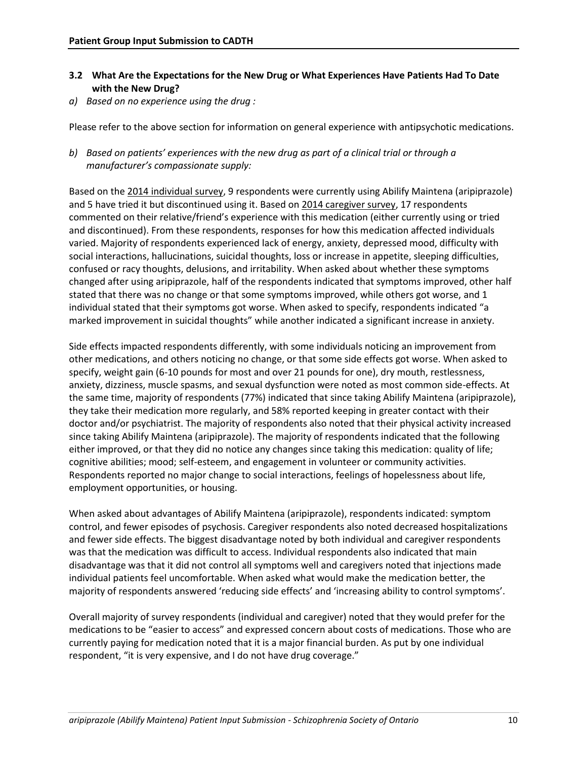### 3.2 What Are the Expectations for the New Drug or What Experiences Have Patients Had To Date with the New Drug?

*a) Based on no experience using the drug :*

Please refer to the above section for information on general experience with antipsychotic medications.

*b) Based on patients' experiences with the new drug as part of a clinical trial or through a manufacturer's compassionate supply:*

Based on the 2014 individual survey, 9 respondents were currently using Abilify Maintena (aripiprazole) and 5 have tried it but discontinued using it. Based on 2014 caregiver survey, 17 respondents commented on their relative/friend's experience with this medication (either currently using or tried and discontinued). From these respondents, responses for how this medication affected individuals varied. Majority of respondents experienced lack of energy, anxiety, depressed mood, difficulty with social interactions, hallucinations, suicidal thoughts, loss or increase in appetite, sleeping difficulties, confused or racy thoughts, delusions, and irritability. When asked about whether these symptoms changed after using aripiprazole, half of the respondents indicated that symptoms improved, other half stated that there was no change or that some symptoms improved, while others got worse, and 1 individual stated that their symptoms got worse. When asked to specify, respondents indicated "a marked improvement in suicidal thoughts" while another indicated a significant increase in anxiety.

Side effects impacted respondents differently, with some individuals noticing an improvement from other medications, and others noticing no change, or that some side effects got worse. When asked to specify, weight gain (6-10 pounds for most and over 21 pounds for one), dry mouth, restlessness, anxiety, dizziness, muscle spasms, and sexual dysfunction were noted as most common side-effects. At the same time, majority of respondents (77%) indicated that since taking Abilify Maintena (aripiprazole), they take their medication more regularly, and 58% reported keeping in greater contact with their doctor and/or psychiatrist. The majority of respondents also noted that their physical activity increased since taking Abilify Maintena (aripiprazole). The majority of respondents indicated that the following either improved, or that they did no notice any changes since taking this medication: quality of life; cognitive abilities; mood; self-esteem, and engagement in volunteer or community activities. Respondents reported no major change to social interactions, feelings of hopelessness about life, employment opportunities, or housing.

When asked about advantages of Abilify Maintena (aripiprazole), respondents indicated: symptom control, and fewer episodes of psychosis. Caregiver respondents also noted decreased hospitalizations and fewer side effects. The biggest disadvantage noted by both individual and caregiver respondents was that the medication was difficult to access. Individual respondents also indicated that main disadvantage was that it did not control all symptoms well and caregivers noted that injections made individual patients feel uncomfortable. When asked what would make the medication better, the majority of respondents answered 'reducing side effects' and 'increasing ability to control symptoms'.

Overall majority of survey respondents (individual and caregiver) noted that they would prefer for the medications to be "easier to access" and expressed concern about costs of medications. Those who are currently paying for medication noted that it is a major financial burden. As put by one individual respondent, "it is very expensive, and I do not have drug coverage."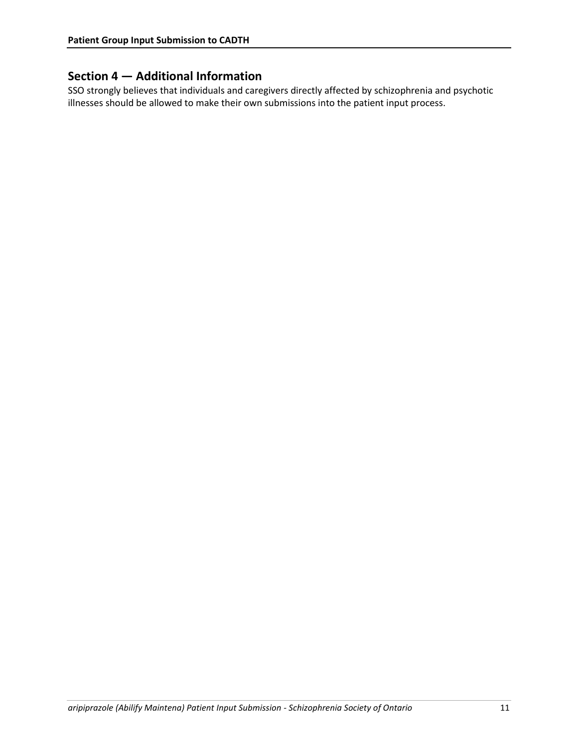## Section 4 — Additional Information

SSO strongly believes that individuals and caregivers directly affected by schizophrenia and psychotic illnesses should be allowed to make their own submissions into the patient input process.